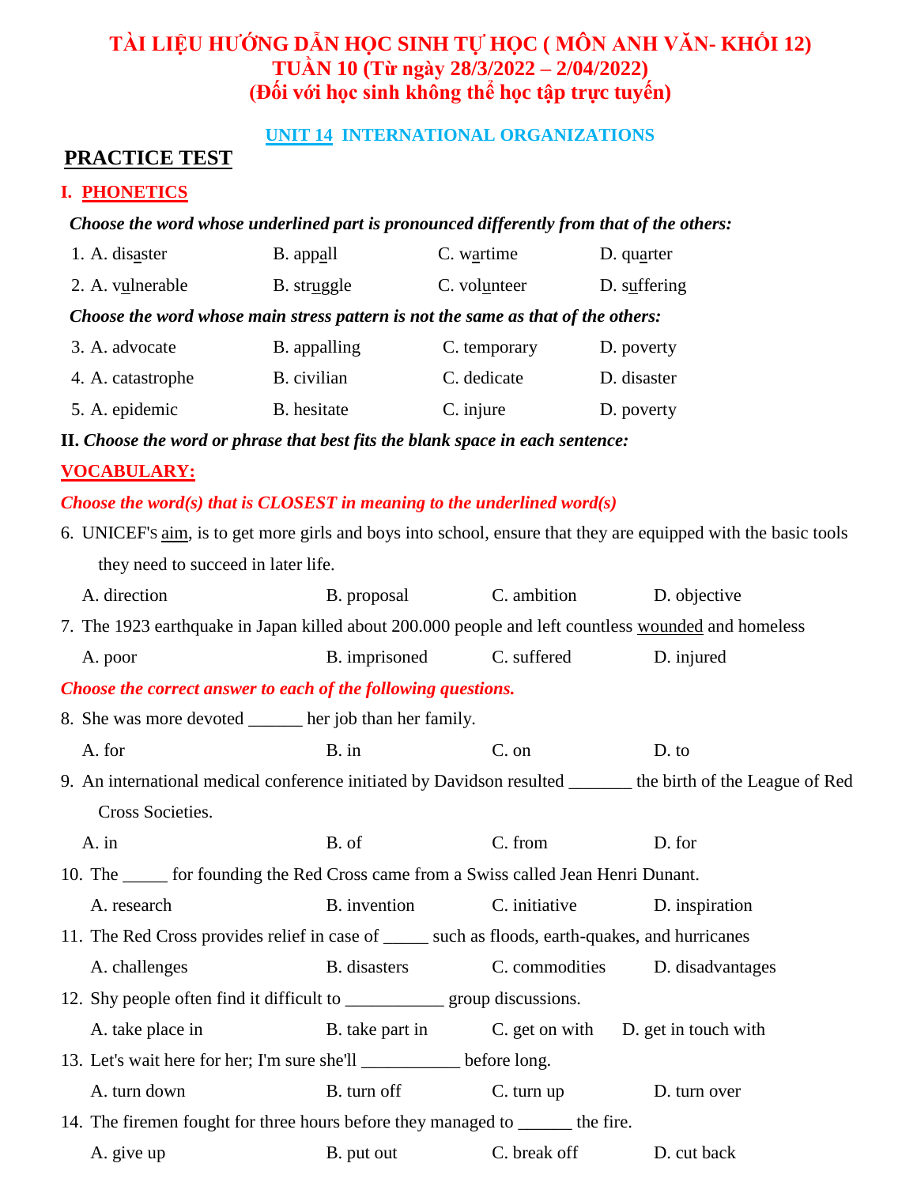# TÀI LIỆU HƯỚNG DẪN HỌC SINH TỰ HỌC ( MÔN ANH VĂN- KHỐI 12)
# TUẦN 10 (Từ ngày 28/3/2022 – 2/04/2022)
# (Đối với học sinh không thể học tập trực tuyến)

## UNIT 14 INTERNATIONAL ORGANIZATIONS

## PRACTICE TEST

### I. PHONETICS

***Choose the word whose underlined part is pronounced differently from that of the others:***

1. A. dis<u>a</u>ster B. app<u>a</u>ll C. w<u>a</u>rtime D. qu<u>a</u>rter
2. A. v<u>u</u>lnerable B. str<u>u</u>ggle C. vol<u>u</u>nteer D. s<u>u</u>ffering

***Choose the word whose main stress pattern is not the same as that of the others:***

3. A. advocate B. appalling C. temporary D. poverty
4. A. catastrophe B. civilian C. dedicate D. disaster
5. A. epidemic B. hesitate C. injure D. poverty

**II.** ***Choose the word or phrase that best fits the blank space in each sentence:***

**VOCABULARY:**

***Choose the word(s) that is CLOSEST in meaning to the underlined word(s)***

6. UNICEF's <u>aim</u>, is to get more girls and boys into school, ensure that they are equipped with the basic tools they need to succeed in later life.
   A. direction B. proposal C. ambition D. objective
7. The 1923 earthquake in Japan killed about 200.000 people and left countless <u>wounded</u> and homeless
   A. poor B. imprisoned C. suffered D. injured

***Choose the correct answer to each of the following questions.***

8. She was more devoted ______ her job than her family.
   A. for B. in C. on D. to
9. An international medical conference initiated by Davidson resulted _______ the birth of the League of Red Cross Societies.
   A. in B. of C. from D. for
10. The _____ for founding the Red Cross came from a Swiss called Jean Henri Dunant.
    A. research B. invention C. initiative D. inspiration
11. The Red Cross provides relief in case of _____ such as floods, earth-quakes, and hurricanes
    A. challenges B. disasters C. commodities D. disadvantages
12. Shy people often find it difficult to ___________ group discussions.
    A. take place in B. take part in C. get on with D. get in touch with
13. Let's wait here for her; I'm sure she'll ___________ before long.
    A. turn down B. turn off C. turn up D. turn over
14. The firemen fought for three hours before they managed to ______ the fire.
    A. give up B. put out C. break off D. cut back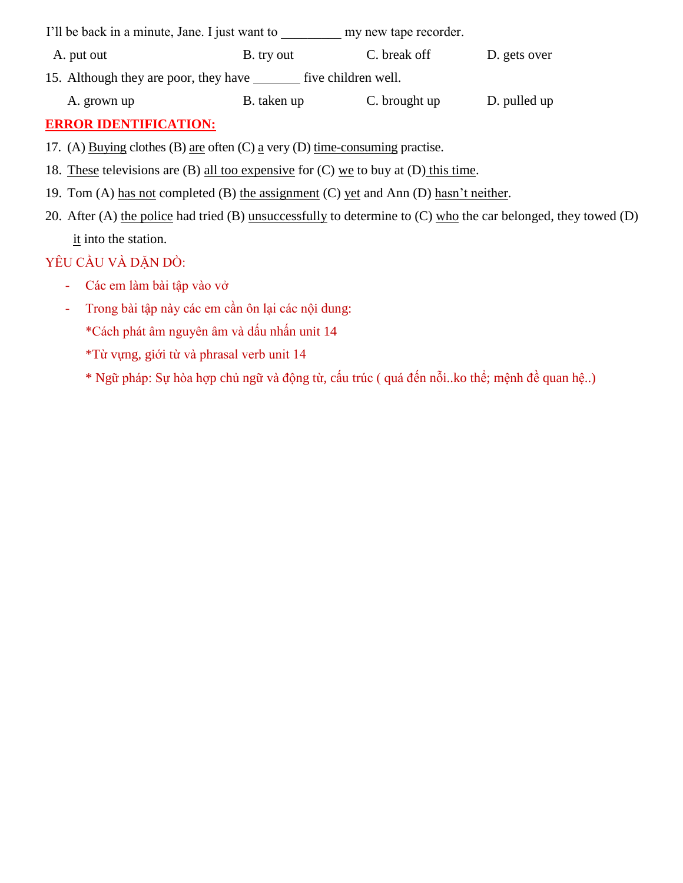I'll be back in a minute, Jane. I just want to _________ my new tape recorder.

A. put out B. try out C. break off D. gets over

15. Although they are poor, they have _______ five children well.

A. grown up B. taken up C. brought up D. pulled up

**ERROR IDENTIFICATION:**

17. (A) Buying clothes (B) are often (C) a very (D) time-consuming practise.
18. These televisions are (B) all too expensive for (C) we to buy at (D) this time.
19. Tom (A) has not completed (B) the assignment (C) yet and Ann (D) hasn't neither.
20. After (A) the police had tried (B) unsuccessfully to determine to (C) who the car belonged, they towed (D) it into the station.

YÊU CẦU VÀ DẶN DÒ:

- Các em làm bài tập vào vở
- Trong bài tập này các em cần ôn lại các nội dung:

  *Cách phát âm nguyên âm và dấu nhấn unit 14

  *Từ vựng, giới từ và phrasal verb unit 14

  * Ngữ pháp: Sự hòa hợp chủ ngữ và động từ, cấu trúc ( quá đến nỗi..ko thể; mệnh đề quan hệ..)